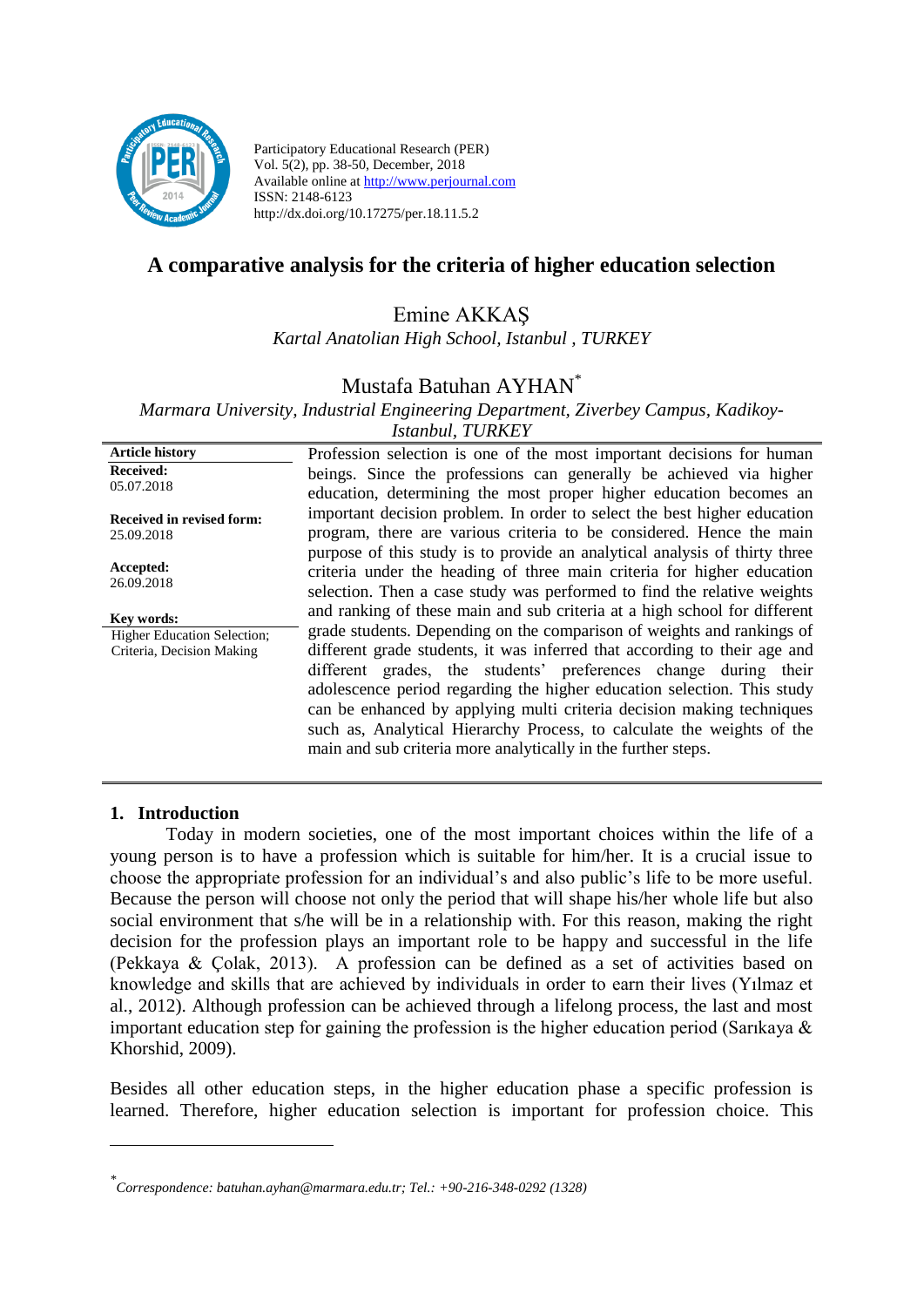Participatory Educational Research (PER)
Vol. 5(2), pp. 38-50, December, 2018
Available online at http://www.perjournal.com
ISSN: 2148-6123
http://dx.doi.org/10.17275/per.18.11.5.2

# A comparative analysis for the criteria of higher education selection

Emine AKKAŞ
*Kartal Anatolian High School, Istanbul , TURKEY*

Mustafa Batuhan AYHAN[*]
*Marmara University, Industrial Engineering Department, Ziverbey Campus, Kadikoy-Istanbul, TURKEY*

**Article history**
**Received:** 05.07.2018
**Received in revised form:** 25.09.2018
**Accepted:** 26.09.2018

**Key words:**
Higher Education Selection; Criteria, Decision Making

Profession selection is one of the most important decisions for human beings. Since the professions can generally be achieved via higher education, determining the most proper higher education becomes an important decision problem. In order to select the best higher education program, there are various criteria to be considered. Hence the main purpose of this study is to provide an analytical analysis of thirty three criteria under the heading of three main criteria for higher education selection. Then a case study was performed to find the relative weights and ranking of these main and sub criteria at a high school for different grade students. Depending on the comparison of weights and rankings of different grade students, it was inferred that according to their age and different grades, the students' preferences change during their adolescence period regarding the higher education selection. This study can be enhanced by applying multi criteria decision making techniques such as, Analytical Hierarchy Process, to calculate the weights of the main and sub criteria more analytically in the further steps.

## 1. Introduction

Today in modern societies, one of the most important choices within the life of a young person is to have a profession which is suitable for him/her. It is a crucial issue to choose the appropriate profession for an individual's and also public's life to be more useful. Because the person will choose not only the period that will shape his/her whole life but also social environment that s/he will be in a relationship with. For this reason, making the right decision for the profession plays an important role to be happy and successful in the life (Pekkaya & Çolak, 2013). A profession can be defined as a set of activities based on knowledge and skills that are achieved by individuals in order to earn their lives (Yılmaz et al., 2012). Although profession can be achieved through a lifelong process, the last and most important education step for gaining the profession is the higher education period (Sarıkaya & Khorshid, 2009).

Besides all other education steps, in the higher education phase a specific profession is learned. Therefore, higher education selection is important for profession choice. This

[*] *Correspondence: batuhan.ayhan@marmara.edu.tr; Tel.: +90-216-348-0292 (1328)*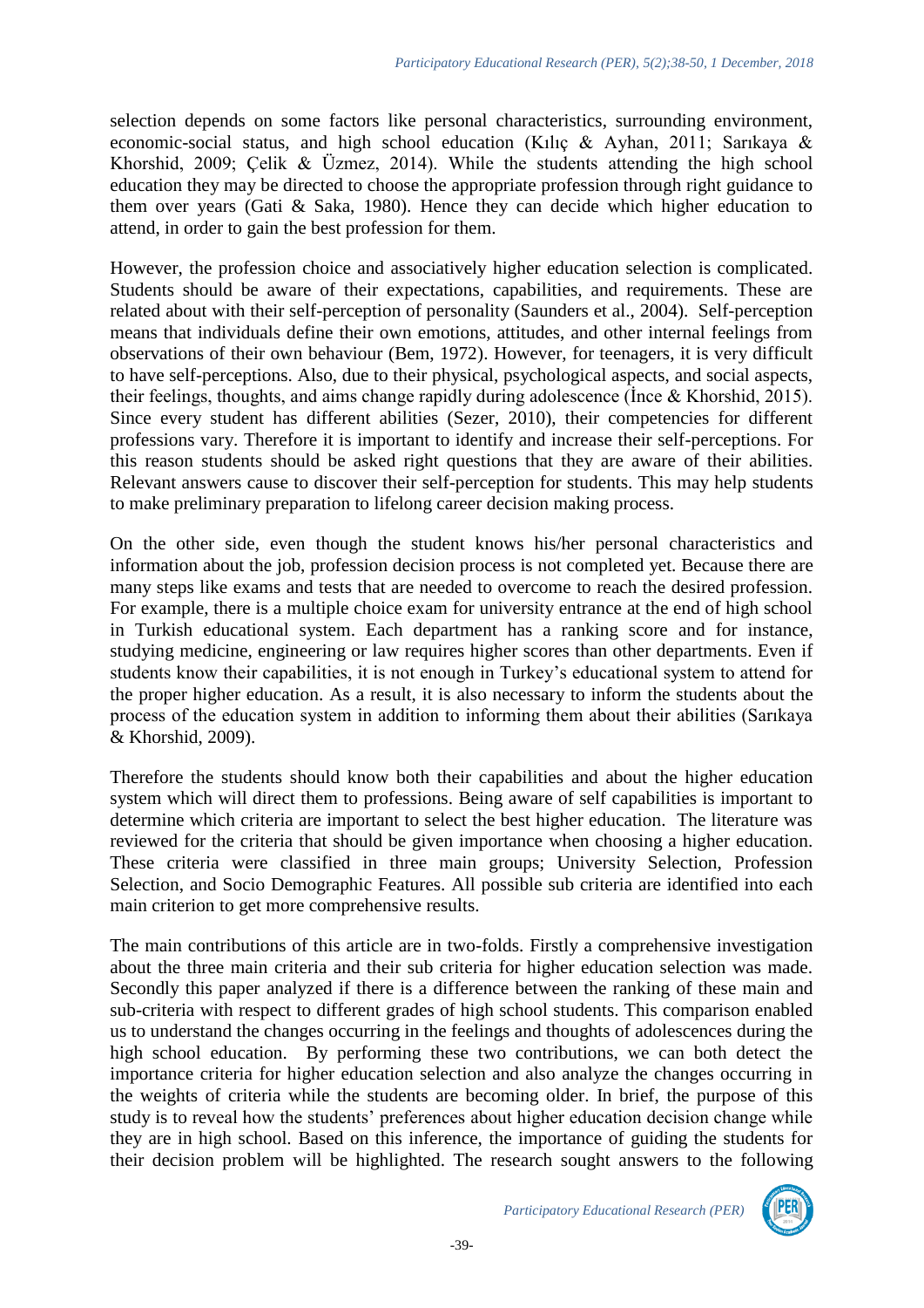selection depends on some factors like personal characteristics, surrounding environment, economic-social status, and high school education (Kılıç & Ayhan, 2011; Sarıkaya & Khorshid, 2009; Çelik & Üzmez, 2014). While the students attending the high school education they may be directed to choose the appropriate profession through right guidance to them over years (Gati & Saka, 1980). Hence they can decide which higher education to attend, in order to gain the best profession for them.

However, the profession choice and associatively higher education selection is complicated. Students should be aware of their expectations, capabilities, and requirements. These are related about with their self-perception of personality (Saunders et al., 2004). Self-perception means that individuals define their own emotions, attitudes, and other internal feelings from observations of their own behaviour (Bem, 1972). However, for teenagers, it is very difficult to have self-perceptions. Also, due to their physical, psychological aspects, and social aspects, their feelings, thoughts, and aims change rapidly during adolescence (İnce & Khorshid, 2015). Since every student has different abilities (Sezer, 2010), their competencies for different professions vary. Therefore it is important to identify and increase their self-perceptions. For this reason students should be asked right questions that they are aware of their abilities. Relevant answers cause to discover their self-perception for students. This may help students to make preliminary preparation to lifelong career decision making process.

On the other side, even though the student knows his/her personal characteristics and information about the job, profession decision process is not completed yet. Because there are many steps like exams and tests that are needed to overcome to reach the desired profession. For example, there is a multiple choice exam for university entrance at the end of high school in Turkish educational system. Each department has a ranking score and for instance, studying medicine, engineering or law requires higher scores than other departments. Even if students know their capabilities, it is not enough in Turkey's educational system to attend for the proper higher education. As a result, it is also necessary to inform the students about the process of the education system in addition to informing them about their abilities (Sarıkaya & Khorshid, 2009).

Therefore the students should know both their capabilities and about the higher education system which will direct them to professions. Being aware of self capabilities is important to determine which criteria are important to select the best higher education. The literature was reviewed for the criteria that should be given importance when choosing a higher education. These criteria were classified in three main groups; University Selection, Profession Selection, and Socio Demographic Features. All possible sub criteria are identified into each main criterion to get more comprehensive results.

The main contributions of this article are in two-folds. Firstly a comprehensive investigation about the three main criteria and their sub criteria for higher education selection was made. Secondly this paper analyzed if there is a difference between the ranking of these main and sub-criteria with respect to different grades of high school students. This comparison enabled us to understand the changes occurring in the feelings and thoughts of adolescences during the high school education. By performing these two contributions, we can both detect the importance criteria for higher education selection and also analyze the changes occurring in the weights of criteria while the students are becoming older. In brief, the purpose of this study is to reveal how the students' preferences about higher education decision change while they are in high school. Based on this inference, the importance of guiding the students for their decision problem will be highlighted. The research sought answers to the following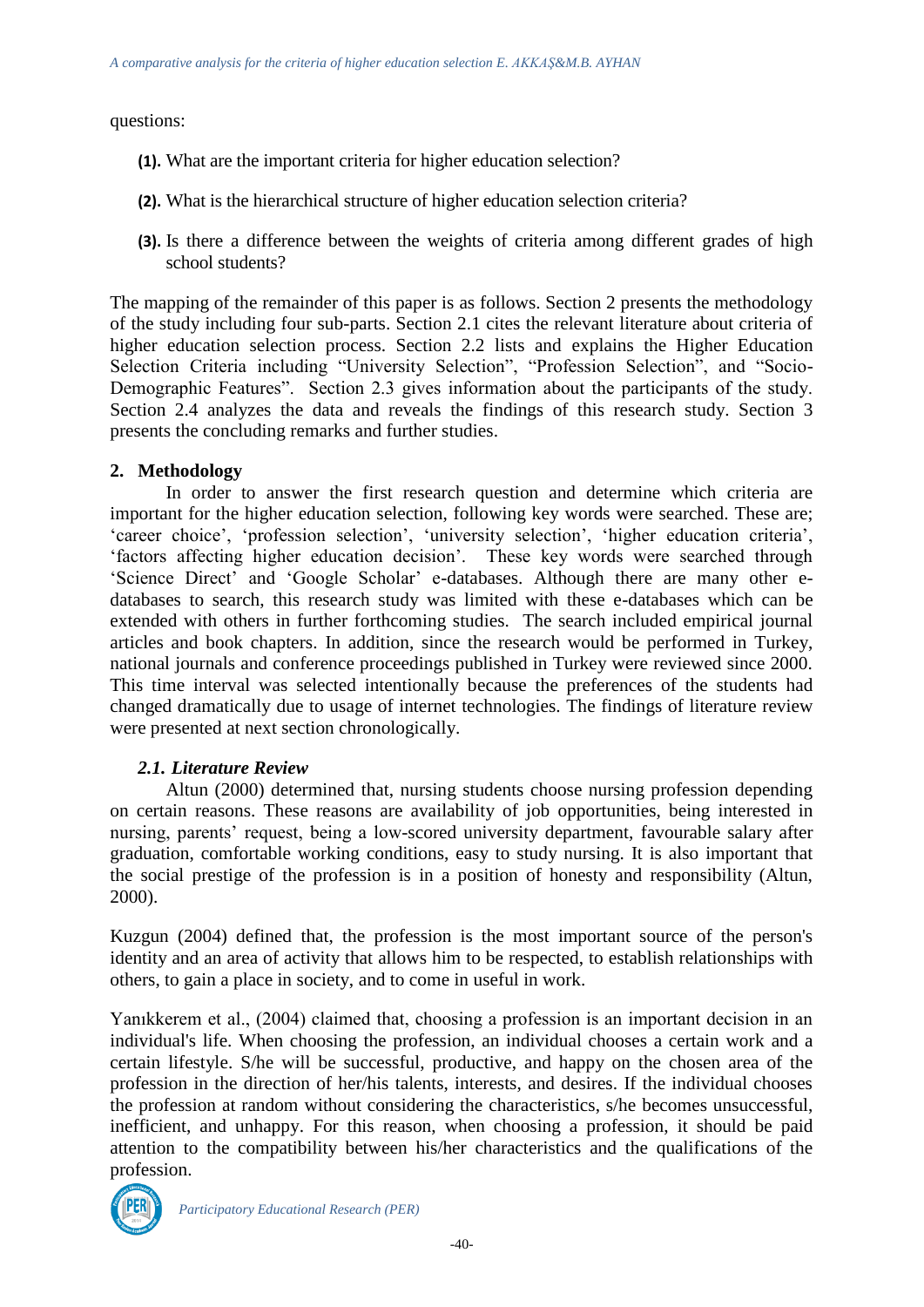questions:

**(1).** What are the important criteria for higher education selection?

**(2).** What is the hierarchical structure of higher education selection criteria?

**(3).** Is there a difference between the weights of criteria among different grades of high school students?

The mapping of the remainder of this paper is as follows. Section 2 presents the methodology of the study including four sub-parts. Section 2.1 cites the relevant literature about criteria of higher education selection process. Section 2.2 lists and explains the Higher Education Selection Criteria including "University Selection", "Profession Selection", and "Socio-Demographic Features". Section 2.3 gives information about the participants of the study. Section 2.4 analyzes the data and reveals the findings of this research study. Section 3 presents the concluding remarks and further studies.

## 2. Methodology

In order to answer the first research question and determine which criteria are important for the higher education selection, following key words were searched. These are; 'career choice', 'profession selection', 'university selection', 'higher education criteria', 'factors affecting higher education decision'. These key words were searched through 'Science Direct' and 'Google Scholar' e-databases. Although there are many other e-databases to search, this research study was limited with these e-databases which can be extended with others in further forthcoming studies. The search included empirical journal articles and book chapters. In addition, since the research would be performed in Turkey, national journals and conference proceedings published in Turkey were reviewed since 2000. This time interval was selected intentionally because the preferences of the students had changed dramatically due to usage of internet technologies. The findings of literature review were presented at next section chronologically.

### *2.1. Literature Review*

Altun (2000) determined that, nursing students choose nursing profession depending on certain reasons. These reasons are availability of job opportunities, being interested in nursing, parents' request, being a low-scored university department, favourable salary after graduation, comfortable working conditions, easy to study nursing. It is also important that the social prestige of the profession is in a position of honesty and responsibility (Altun, 2000).

Kuzgun (2004) defined that, the profession is the most important source of the person's identity and an area of activity that allows him to be respected, to establish relationships with others, to gain a place in society, and to come in useful in work.

Yanıkkerem et al., (2004) claimed that, choosing a profession is an important decision in an individual's life. When choosing the profession, an individual chooses a certain work and a certain lifestyle. S/he will be successful, productive, and happy on the chosen area of the profession in the direction of her/his talents, interests, and desires. If the individual chooses the profession at random without considering the characteristics, s/he becomes unsuccessful, inefficient, and unhappy. For this reason, when choosing a profession, it should be paid attention to the compatibility between his/her characteristics and the qualifications of the profession.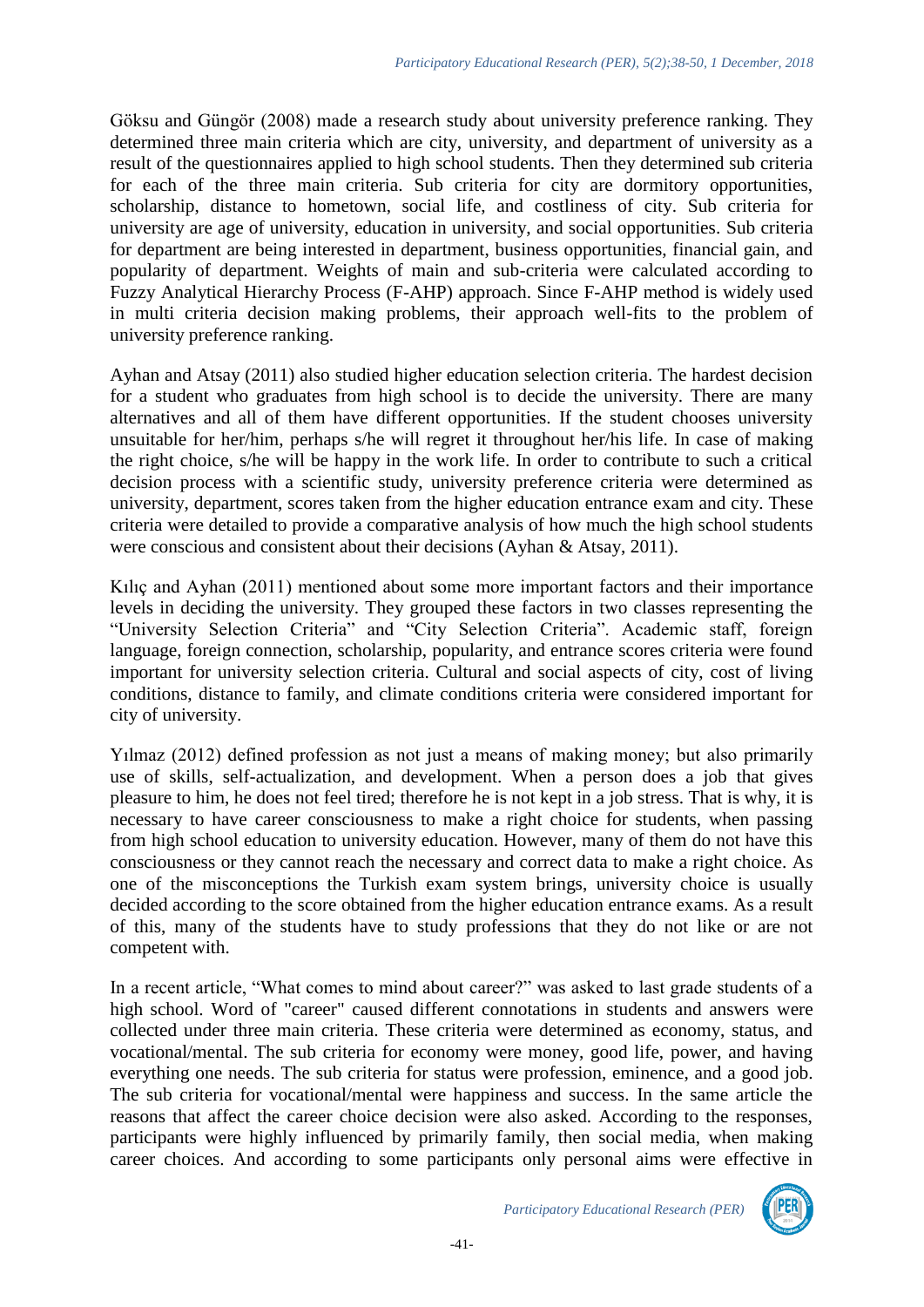Göksu and Güngör (2008) made a research study about university preference ranking. They determined three main criteria which are city, university, and department of university as a result of the questionnaires applied to high school students. Then they determined sub criteria for each of the three main criteria. Sub criteria for city are dormitory opportunities, scholarship, distance to hometown, social life, and costliness of city. Sub criteria for university are age of university, education in university, and social opportunities. Sub criteria for department are being interested in department, business opportunities, financial gain, and popularity of department. Weights of main and sub-criteria were calculated according to Fuzzy Analytical Hierarchy Process (F-AHP) approach. Since F-AHP method is widely used in multi criteria decision making problems, their approach well-fits to the problem of university preference ranking.

Ayhan and Atsay (2011) also studied higher education selection criteria. The hardest decision for a student who graduates from high school is to decide the university. There are many alternatives and all of them have different opportunities. If the student chooses university unsuitable for her/him, perhaps s/he will regret it throughout her/his life. In case of making the right choice, s/he will be happy in the work life. In order to contribute to such a critical decision process with a scientific study, university preference criteria were determined as university, department, scores taken from the higher education entrance exam and city. These criteria were detailed to provide a comparative analysis of how much the high school students were conscious and consistent about their decisions (Ayhan & Atsay, 2011).

Kılıç and Ayhan (2011) mentioned about some more important factors and their importance levels in deciding the university. They grouped these factors in two classes representing the "University Selection Criteria" and "City Selection Criteria". Academic staff, foreign language, foreign connection, scholarship, popularity, and entrance scores criteria were found important for university selection criteria. Cultural and social aspects of city, cost of living conditions, distance to family, and climate conditions criteria were considered important for city of university.

Yılmaz (2012) defined profession as not just a means of making money; but also primarily use of skills, self-actualization, and development. When a person does a job that gives pleasure to him, he does not feel tired; therefore he is not kept in a job stress. That is why, it is necessary to have career consciousness to make a right choice for students, when passing from high school education to university education. However, many of them do not have this consciousness or they cannot reach the necessary and correct data to make a right choice. As one of the misconceptions the Turkish exam system brings, university choice is usually decided according to the score obtained from the higher education entrance exams. As a result of this, many of the students have to study professions that they do not like or are not competent with.

In a recent article, "What comes to mind about career?" was asked to last grade students of a high school. Word of "career" caused different connotations in students and answers were collected under three main criteria. These criteria were determined as economy, status, and vocational/mental. The sub criteria for economy were money, good life, power, and having everything one needs. The sub criteria for status were profession, eminence, and a good job. The sub criteria for vocational/mental were happiness and success. In the same article the reasons that affect the career choice decision were also asked. According to the responses, participants were highly influenced by primarily family, then social media, when making career choices. And according to some participants only personal aims were effective in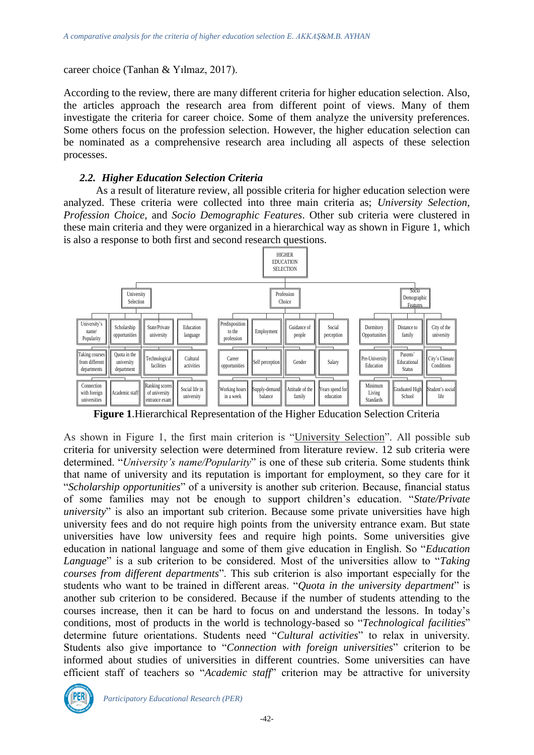career choice (Tanhan & Yılmaz, 2017).

According to the review, there are many different criteria for higher education selection. Also, the articles approach the research area from different point of views. Many of them investigate the criteria for career choice. Some of them analyze the university preferences. Some others focus on the profession selection. However, the higher education selection can be nominated as a comprehensive research area including all aspects of these selection processes.

### *2.2. Higher Education Selection Criteria*

As a result of literature review, all possible criteria for higher education selection were analyzed. These criteria were collected into three main criteria as; *University Selection*, *Profession Choice*, and *Socio Demographic Features*. Other sub criteria were clustered in these main criteria and they were organized in a hierarchical way as shown in Figure 1, which is also a response to both first and second research questions.

- HIGHER EDUCATION SELECTION
  - University Selection
    - University's name/ Popularity
    - Scholarship opportunities
    - State/Private university
    - Education language
    - Taking courses from different departments
    - Quota in the university department
    - Technological facilities
    - Cultural activities
    - Connection with foreign universities
    - Academic staff
    - Ranking scores of university entrance exam
    - Social life in university
  - Profession Choice
    - Predisposition to the profession
    - Employment
    - Guidance of people
    - Social perception
    - Career opportunities
    - Self perception
    - Gender
    - Salary
    - Working hours in a week
    - Supply-demand balance
    - Attitude of the family
    - Years spend for education
  - Socio Demographic Features
    - Dormitory Opportunities
    - Distance to family
    - City of the university
    - Pre-University Education
    - Parents' Educational Status
    - City's Climate Conditions
    - Minimum Living Standards
    - Graduated High School
    - Student's social life

**Figure 1**.Hierarchical Representation of the Higher Education Selection Criteria

As shown in Figure 1, the first main criterion is "University Selection". All possible sub criteria for university selection were determined from literature review. 12 sub criteria were determined. "*University's name/Popularity*" is one of these sub criteria. Some students think that name of university and its reputation is important for employment, so they care for it "*Scholarship opportunities*" of a university is another sub criterion. Because, financial status of some families may not be enough to support children's education. "*State/Private university*" is also an important sub criterion. Because some private universities have high university fees and do not require high points from the university entrance exam. But state universities have low university fees and require high points. Some universities give education in national language and some of them give education in English. So "*Education Language*" is a sub criterion to be considered. Most of the universities allow to "*Taking courses from different departments*". This sub criterion is also important especially for the students who want to be trained in different areas. "*Quota in the university department*" is another sub criterion to be considered. Because if the number of students attending to the courses increase, then it can be hard to focus on and understand the lessons. In today's conditions, most of products in the world is technology-based so "*Technological facilities*" determine future orientations. Students need "*Cultural activities*" to relax in university. Students also give importance to "*Connection with foreign universities*" criterion to be informed about studies of universities in different countries. Some universities can have efficient staff of teachers so "*Academic staff*" criterion may be attractive for university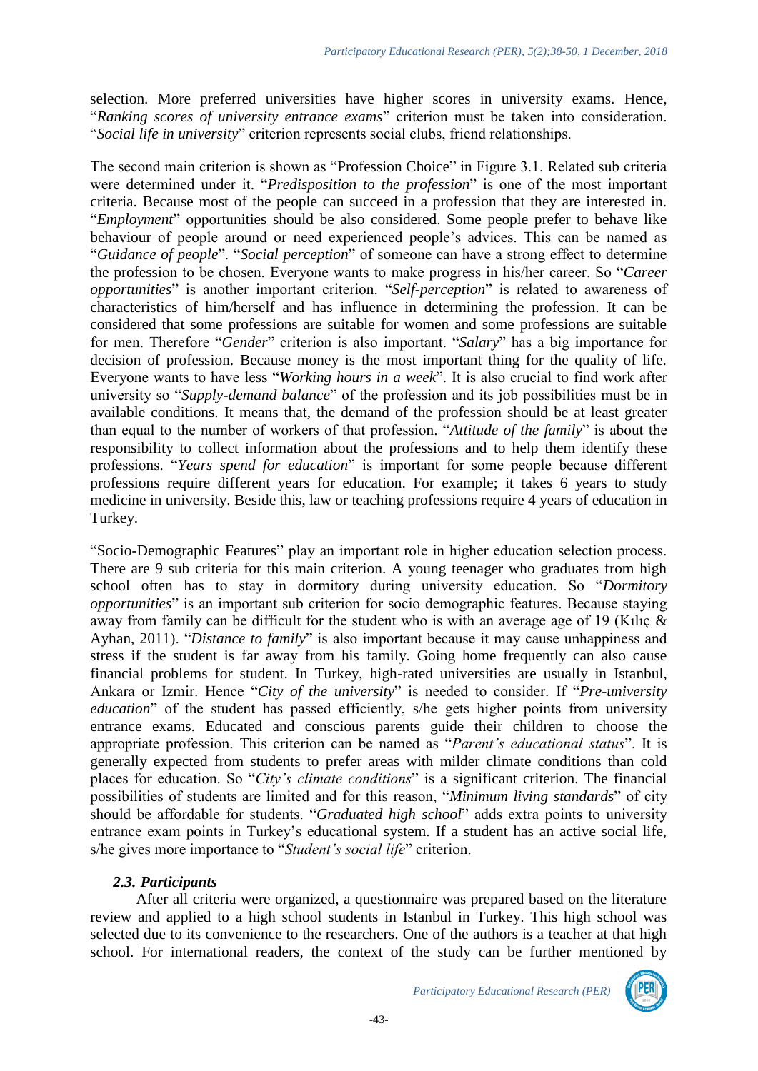selection. More preferred universities have higher scores in university exams. Hence, "*Ranking scores of university entrance exams*" criterion must be taken into consideration. "*Social life in university*" criterion represents social clubs, friend relationships.

The second main criterion is shown as "Profession Choice" in Figure 3.1. Related sub criteria were determined under it. "*Predisposition to the profession*" is one of the most important criteria. Because most of the people can succeed in a profession that they are interested in. "*Employment*" opportunities should be also considered. Some people prefer to behave like behaviour of people around or need experienced people's advices. This can be named as "*Guidance of people*". "*Social perception*" of someone can have a strong effect to determine the profession to be chosen. Everyone wants to make progress in his/her career. So "*Career opportunities*" is another important criterion. "*Self-perception*" is related to awareness of characteristics of him/herself and has influence in determining the profession. It can be considered that some professions are suitable for women and some professions are suitable for men. Therefore "*Gender*" criterion is also important. "*Salary*" has a big importance for decision of profession. Because money is the most important thing for the quality of life. Everyone wants to have less "*Working hours in a week*". It is also crucial to find work after university so "*Supply-demand balance*" of the profession and its job possibilities must be in available conditions. It means that, the demand of the profession should be at least greater than equal to the number of workers of that profession. "*Attitude of the family*" is about the responsibility to collect information about the professions and to help them identify these professions. "*Years spend for education*" is important for some people because different professions require different years for education. For example; it takes 6 years to study medicine in university. Beside this, law or teaching professions require 4 years of education in Turkey.

"Socio-Demographic Features" play an important role in higher education selection process. There are 9 sub criteria for this main criterion. A young teenager who graduates from high school often has to stay in dormitory during university education. So "*Dormitory opportunities*" is an important sub criterion for socio demographic features. Because staying away from family can be difficult for the student who is with an average age of 19 (Kılıç & Ayhan, 2011). "*Distance to family*" is also important because it may cause unhappiness and stress if the student is far away from his family. Going home frequently can also cause financial problems for student. In Turkey, high-rated universities are usually in Istanbul, Ankara or Izmir. Hence "*City of the university*" is needed to consider. If "*Pre-university education*" of the student has passed efficiently, s/he gets higher points from university entrance exams. Educated and conscious parents guide their children to choose the appropriate profession. This criterion can be named as "*Parent's educational status*". It is generally expected from students to prefer areas with milder climate conditions than cold places for education. So "*City's climate conditions*" is a significant criterion. The financial possibilities of students are limited and for this reason, "*Minimum living standards*" of city should be affordable for students. "*Graduated high school*" adds extra points to university entrance exam points in Turkey's educational system. If a student has an active social life, s/he gives more importance to "*Student's social life*" criterion.

### *2.3. Participants*

After all criteria were organized, a questionnaire was prepared based on the literature review and applied to a high school students in Istanbul in Turkey. This high school was selected due to its convenience to the researchers. One of the authors is a teacher at that high school. For international readers, the context of the study can be further mentioned by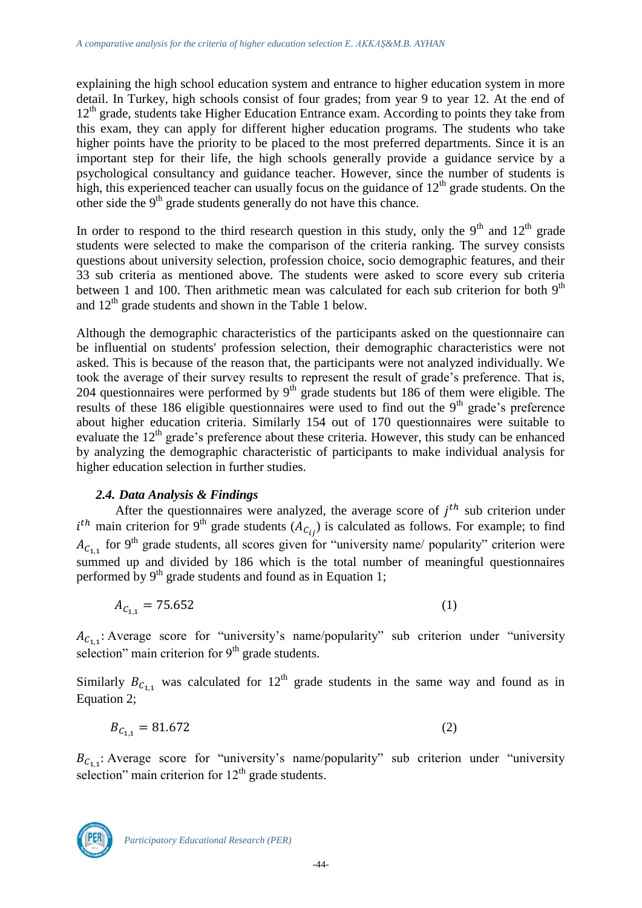explaining the high school education system and entrance to higher education system in more detail. In Turkey, high schools consist of four grades; from year 9 to year 12. At the end of $12^{th}$ grade, students take Higher Education Entrance exam. According to points they take from this exam, they can apply for different higher education programs. The students who take higher points have the priority to be placed to the most preferred departments. Since it is an important step for their life, the high schools generally provide a guidance service by a psychological consultancy and guidance teacher. However, since the number of students is high, this experienced teacher can usually focus on the guidance of $12^{th}$ grade students. On the other side the $9^{th}$ grade students generally do not have this chance.

In order to respond to the third research question in this study, only the $9^{th}$ and $12^{th}$ grade students were selected to make the comparison of the criteria ranking. The survey consists questions about university selection, profession choice, socio demographic features, and their 33 sub criteria as mentioned above. The students were asked to score every sub criteria between 1 and 100. Then arithmetic mean was calculated for each sub criterion for both $9^{th}$ and $12^{th}$ grade students and shown in the Table 1 below.

Although the demographic characteristics of the participants asked on the questionnaire can be influential on students' profession selection, their demographic characteristics were not asked. This is because of the reason that, the participants were not analyzed individually. We took the average of their survey results to represent the result of grade's preference. That is, 204 questionnaires were performed by $9^{th}$ grade students but 186 of them were eligible. The results of these 186 eligible questionnaires were used to find out the $9^{th}$ grade's preference about higher education criteria. Similarly 154 out of 170 questionnaires were suitable to evaluate the $12^{th}$ grade's preference about these criteria. However, this study can be enhanced by analyzing the demographic characteristic of participants to make individual analysis for higher education selection in further studies.

### *2.4. Data Analysis & Findings*

After the questionnaires were analyzed, the average score of $j^{th}$ sub criterion under $i^{th}$ main criterion for $9^{th}$ grade students ($A_{C_{ij}}$) is calculated as follows. For example; to find $A_{C_{1,1}}$ for $9^{th}$ grade students, all scores given for "university name/ popularity" criterion were summed up and divided by 186 which is the total number of meaningful questionnaires performed by $9^{th}$ grade students and found as in Equation 1;

$$A_{C_{1,1}} = 75.652 \tag{1}$$

$A_{C_{1,1}}$: Average score for "university's name/popularity" sub criterion under "university selection" main criterion for $9^{th}$ grade students.

Similarly $B_{C_{1,1}}$ was calculated for $12^{th}$ grade students in the same way and found as in Equation 2;

$$B_{C_{1,1}} = 81.672 \tag{2}$$

$B_{C_{1,1}}$: Average score for "university's name/popularity" sub criterion under "university selection" main criterion for $12^{th}$ grade students.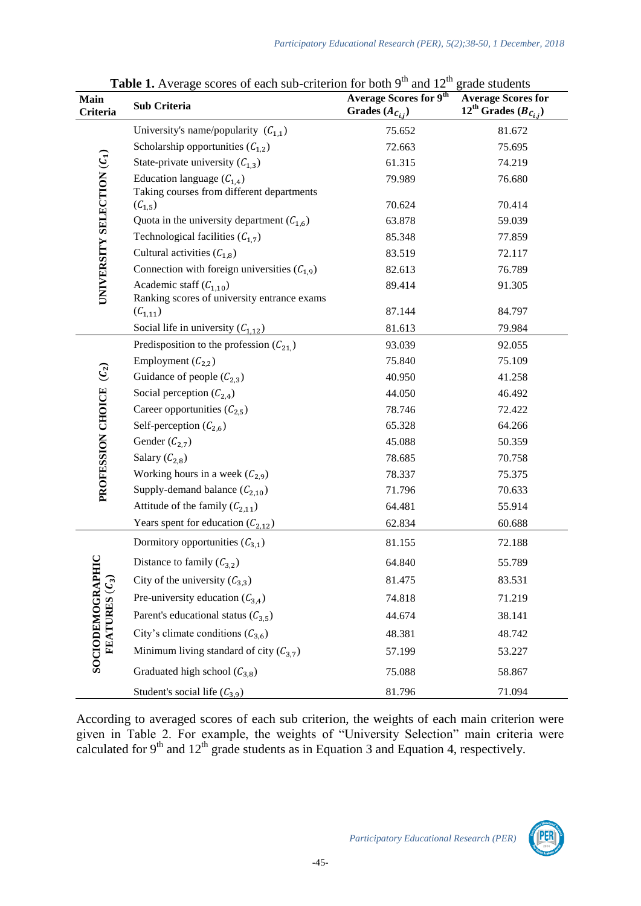**Table 1.** Average scores of each sub-criterion for both 9[th] and 12[th] grade students

| Main Criteria | Sub Criteria | Average Scores for 9[th] Grades ($A_{c_{ij}}$) | Average Scores for 12[th] Grades ($B_{c_{ij}}$) |
|---|---|---|---|
| UNIVERSITY SELECTION ($C_1$) | University's name/popularity ($C_{1,1}$) | 75.652 | 81.672 |
| | Scholarship opportunities ($C_{1,2}$) | 72.663 | 75.695 |
| | State-private university ($C_{1,3}$) | 61.315 | 74.219 |
| | Education language ($C_{1,4}$) | 79.989 | 76.680 |
| | Taking courses from different departments ($C_{1,5}$) | 70.624 | 70.414 |
| | Quota in the university department ($C_{1,6}$) | 63.878 | 59.039 |
| | Technological facilities ($C_{1,7}$) | 85.348 | 77.859 |
| | Cultural activities ($C_{1,8}$) | 83.519 | 72.117 |
| | Connection with foreign universities ($C_{1,9}$) | 82.613 | 76.789 |
| | Academic staff ($C_{1,10}$) | 89.414 | 91.305 |
| | Ranking scores of university entrance exams ($C_{1,11}$) | 87.144 | 84.797 |
| | Social life in university ($C_{1,12}$) | 81.613 | 79.984 |
| PROFESSION CHOICE ($C_2$) | Predisposition to the profession ($C_{21,}$) | 93.039 | 92.055 |
| | Employment ($C_{2,2}$) | 75.840 | 75.109 |
| | Guidance of people ($C_{2,3}$) | 40.950 | 41.258 |
| | Social perception ($C_{2,4}$) | 44.050 | 46.492 |
| | Career opportunities ($C_{2,5}$) | 78.746 | 72.422 |
| | Self-perception ($C_{2,6}$) | 65.328 | 64.266 |
| | Gender ($C_{2,7}$) | 45.088 | 50.359 |
| | Salary ($C_{2,8}$) | 78.685 | 70.758 |
| | Working hours in a week ($C_{2,9}$) | 78.337 | 75.375 |
| | Supply-demand balance ($C_{2,10}$) | 71.796 | 70.633 |
| | Attitude of the family ($C_{2,11}$) | 64.481 | 55.914 |
| | Years spent for education ($C_{2,12}$) | 62.834 | 60.688 |
| SOCIODEMOGRAPHIC FEATURES ($C_3$) | Dormitory opportunities ($C_{3,1}$) | 81.155 | 72.188 |
| | Distance to family ($C_{3,2}$) | 64.840 | 55.789 |
| | City of the university ($C_{3,3}$) | 81.475 | 83.531 |
| | Pre-university education ($C_{3,4}$) | 74.818 | 71.219 |
| | Parent's educational status ($C_{3,5}$) | 44.674 | 38.141 |
| | City's climate conditions ($C_{3,6}$) | 48.381 | 48.742 |
| | Minimum living standard of city ($C_{3,7}$) | 57.199 | 53.227 |
| | Graduated high school ($C_{3,8}$) | 75.088 | 58.867 |
| | Student's social life ($C_{3,9}$) | 81.796 | 71.094 |

According to averaged scores of each sub criterion, the weights of each main criterion were given in Table 2. For example, the weights of "University Selection" main criteria were calculated for 9[th] and 12[th] grade students as in Equation 3 and Equation 4, respectively.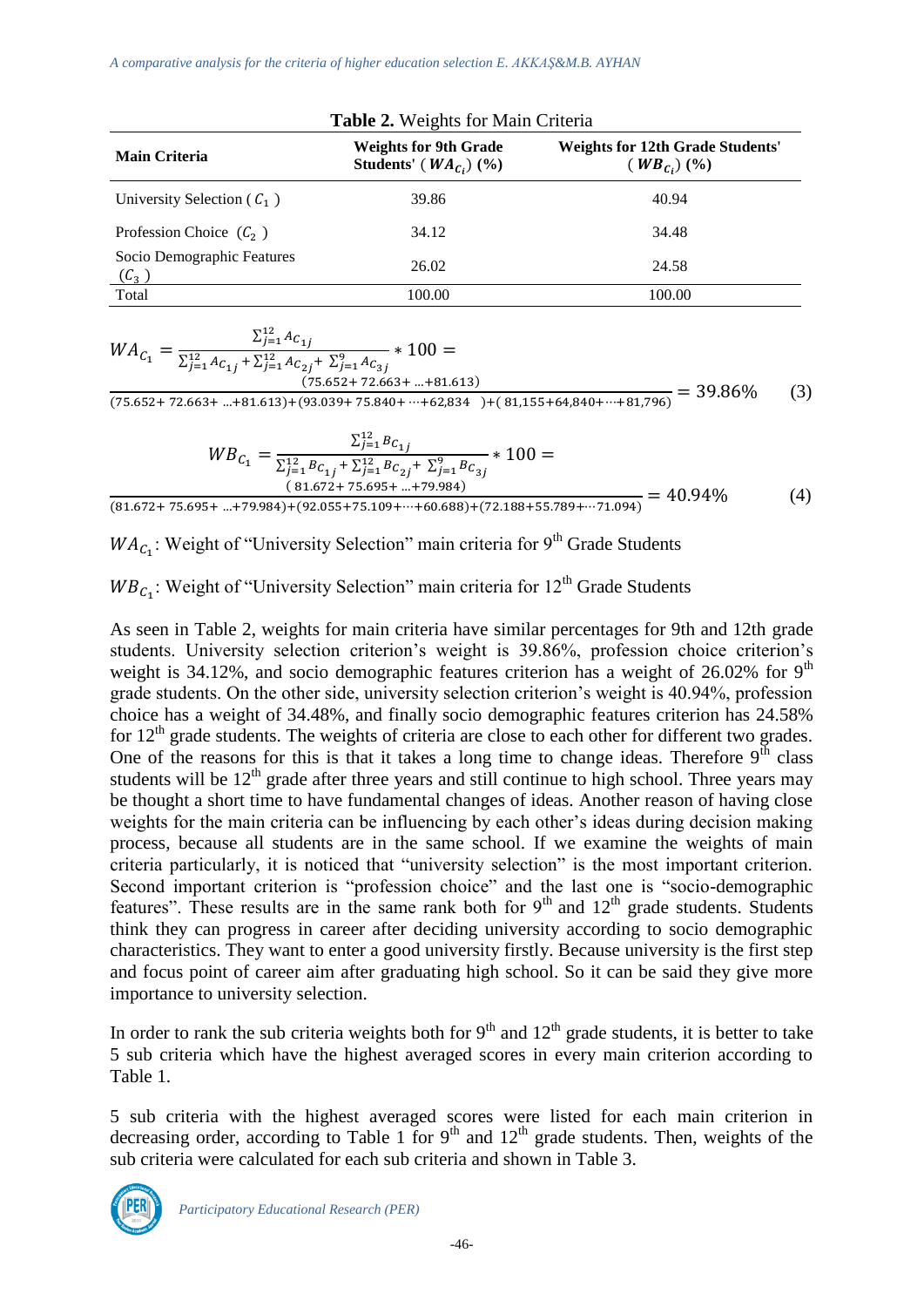**Table 2.** Weights for Main Criteria

| Main Criteria | Weights for 9th Grade Students' ( $WA_{C_i}$) (%) | Weights for 12th Grade Students' ( $WB_{C_i}$) (%) |
|---|---|---|
| University Selection ( $C_1$ ) | 39.86 | 40.94 |
| Profession Choice ( $C_2$ ) | 34.12 | 34.48 |
| Socio Demographic Features ( $C_3$ ) | 26.02 | 24.58 |
| Total | 100.00 | 100.00 |

$$WA_{C_1} = \frac{\sum_{j=1}^{12} A_{C_{1j}}}{\sum_{j=1}^{12} A_{C_{1j}} + \sum_{j=1}^{12} A_{C_{2j}} + \sum_{j=1}^{9} A_{C_{3j}}} * 100 = \frac{(75.652 + 72.663 + \ldots + 81.613)}{(75.652 + 72.663 + \ldots + 81.613) + (93.039 + 75.840 + \cdots + 62{,}834\ ) + (\ 81{,}155 + 64{,}840 + \cdots + 81{,}796)} = 39.86\% \quad (3)$$

$$WB_{C_1} = \frac{\sum_{j=1}^{12} B_{C_{1j}}}{\sum_{j=1}^{12} B_{C_{1j}} + \sum_{j=1}^{12} B_{C_{2j}} + \sum_{j=1}^{9} B_{C_{3j}}} * 100 = \frac{(\ 81.672 + 75.695 + \ldots + 79.984)}{(81.672 + 75.695 + \ldots + 79.984) + (92.055 + 75.109 + \cdots + 60.688) + (72.188 + 55.789 + \cdots 71.094)} = 40.94\% \quad (4)$$

$WA_{C_1}$: Weight of "University Selection" main criteria for 9th Grade Students

$WB_{C_1}$: Weight of "University Selection" main criteria for 12th Grade Students

As seen in Table 2, weights for main criteria have similar percentages for 9th and 12th grade students. University selection criterion's weight is 39.86%, profession choice criterion's weight is 34.12%, and socio demographic features criterion has a weight of 26.02% for 9th grade students. On the other side, university selection criterion's weight is 40.94%, profession choice has a weight of 34.48%, and finally socio demographic features criterion has 24.58% for 12th grade students. The weights of criteria are close to each other for different two grades. One of the reasons for this is that it takes a long time to change ideas. Therefore 9th class students will be 12th grade after three years and still continue to high school. Three years may be thought a short time to have fundamental changes of ideas. Another reason of having close weights for the main criteria can be influencing by each other's ideas during decision making process, because all students are in the same school. If we examine the weights of main criteria particularly, it is noticed that "university selection" is the most important criterion. Second important criterion is "profession choice" and the last one is "socio-demographic features". These results are in the same rank both for 9th and 12th grade students. Students think they can progress in career after deciding university according to socio demographic characteristics. They want to enter a good university firstly. Because university is the first step and focus point of career aim after graduating high school. So it can be said they give more importance to university selection.

In order to rank the sub criteria weights both for 9th and 12th grade students, it is better to take 5 sub criteria which have the highest averaged scores in every main criterion according to Table 1.

5 sub criteria with the highest averaged scores were listed for each main criterion in decreasing order, according to Table 1 for 9th and 12th grade students. Then, weights of the sub criteria were calculated for each sub criteria and shown in Table 3.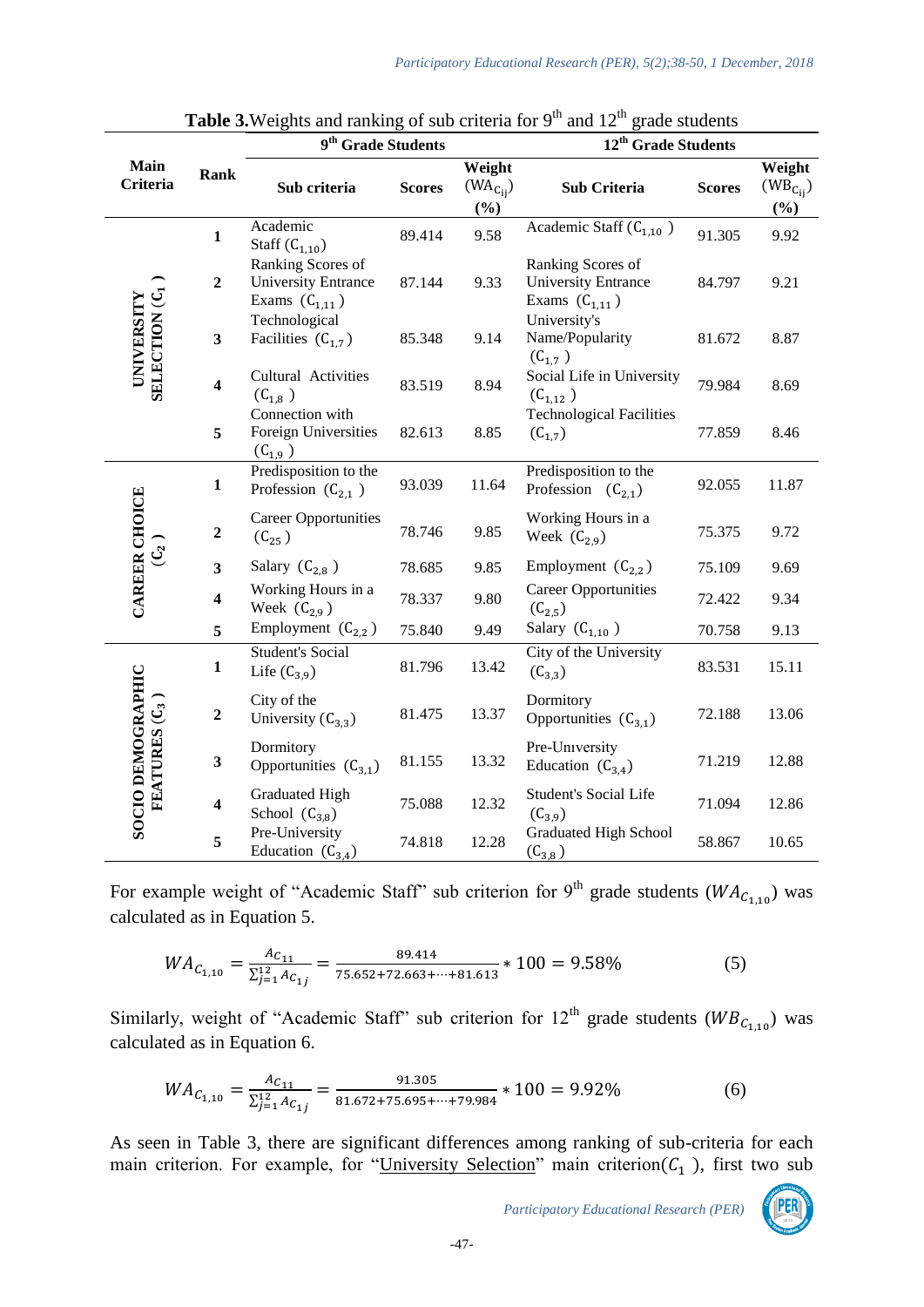**Table 3.** Weights and ranking of sub criteria for $9^{th}$ and $12^{th}$ grade students

| Main Criteria | Rank | 9th Grade Students | | | 12th Grade Students | | |
|---|---|---|---|---|---|---|---|
| | | Sub criteria | Scores | Weight ($WA_{C_{ij}}$) (%) | Sub Criteria | Scores | Weight ($WB_{C_{ij}}$) (%) |
| UNIVERSITY SELECTION ($C_1$) | 1 | Academic Staff ($C_{1,10}$) | 89.414 | 9.58 | Academic Staff ($C_{1,10}$) | 91.305 | 9.92 |
| | 2 | Ranking Scores of University Entrance Exams ($C_{1,11}$) | 87.144 | 9.33 | Ranking Scores of University Entrance Exams ($C_{1,11}$) | 84.797 | 9.21 |
| | 3 | Technological Facilities ($C_{1,7}$) | 85.348 | 9.14 | University's Name/Popularity ($C_{1,7}$) | 81.672 | 8.87 |
| | 4 | Cultural Activities ($C_{1,8}$) | 83.519 | 8.94 | Social Life in University ($C_{1,12}$) | 79.984 | 8.69 |
| | 5 | Connection with Foreign Universities ($C_{1,9}$) | 82.613 | 8.85 | Technological Facilities ($C_{1,7}$) | 77.859 | 8.46 |
| CAREER CHOICE ($C_2$) | 1 | Predisposition to the Profession ($C_{2,1}$) | 93.039 | 11.64 | Predisposition to the Profession ($C_{2,1}$) | 92.055 | 11.87 |
| | 2 | Career Opportunities ($C_{25}$) | 78.746 | 9.85 | Working Hours in a Week ($C_{2,9}$) | 75.375 | 9.72 |
| | 3 | Salary ($C_{2,8}$) | 78.685 | 9.85 | Employment ($C_{2,2}$) | 75.109 | 9.69 |
| | 4 | Working Hours in a Week ($C_{2,9}$) | 78.337 | 9.80 | Career Opportunities ($C_{2,5}$) | 72.422 | 9.34 |
| | 5 | Employment ($C_{2,2}$) | 75.840 | 9.49 | Salary ($C_{1,10}$) | 70.758 | 9.13 |
| SOCIO DEMOGRAPHIC FEATURES ($C_3$) | 1 | Student's Social Life ($C_{3,9}$) | 81.796 | 13.42 | City of the University ($C_{3,3}$) | 83.531 | 15.11 |
| | 2 | City of the University ($C_{3,3}$) | 81.475 | 13.37 | Dormitory Opportunities ($C_{3,1}$) | 72.188 | 13.06 |
| | 3 | Dormitory Opportunities ($C_{3,1}$) | 81.155 | 13.32 | Pre-University Education ($C_{3,4}$) | 71.219 | 12.88 |
| | 4 | Graduated High School ($C_{3,8}$) | 75.088 | 12.32 | Student's Social Life ($C_{3,9}$) | 71.094 | 12.86 |
| | 5 | Pre-University Education ($C_{3,4}$) | 74.818 | 12.28 | Graduated High School ($C_{3,8}$) | 58.867 | 10.65 |

For example weight of "Academic Staff" sub criterion for $9^{th}$ grade students ($WA_{C_{1,10}}$) was calculated as in Equation 5.

$$WA_{C_{1,10}} = \frac{A_{C_{11}}}{\sum_{j=1}^{12} A_{C_{1j}}} = \frac{89.414}{75.652+72.663+\cdots+81.613} * 100 = 9.58\% \qquad (5)$$

Similarly, weight of "Academic Staff" sub criterion for $12^{th}$ grade students ($WB_{C_{1,10}}$) was calculated as in Equation 6.

$$WA_{C_{1,10}} = \frac{A_{C_{11}}}{\sum_{j=1}^{12} A_{C_{1j}}} = \frac{91.305}{81.672+75.695+\cdots+79.984} * 100 = 9.92\% \qquad (6)$$

As seen in Table 3, there are significant differences among ranking of sub-criteria for each main criterion. For example, for "University Selection" main criterion($C_1$), first two sub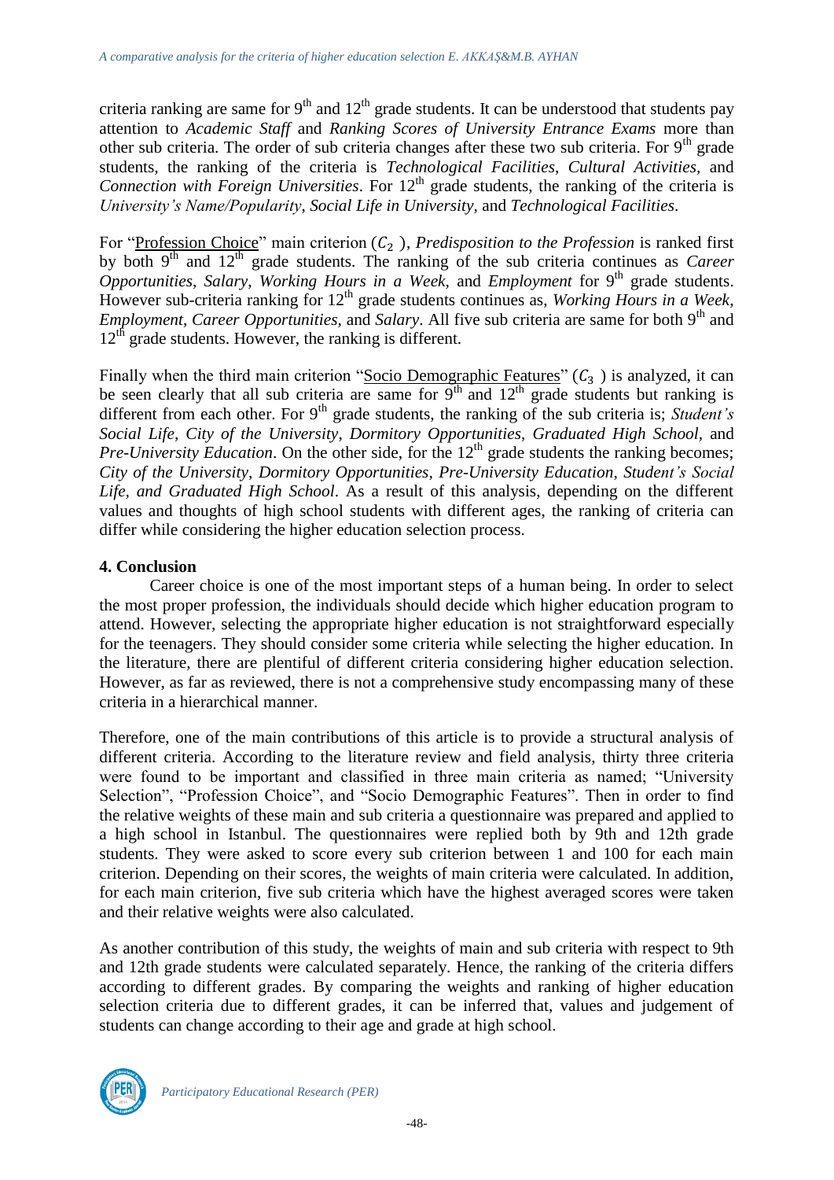criteria ranking are same for 9th and 12th grade students. It can be understood that students pay attention to *Academic Staff* and *Ranking Scores of University Entrance Exams* more than other sub criteria. The order of sub criteria changes after these two sub criteria. For 9th grade students, the ranking of the criteria is *Technological Facilities*, *Cultural Activities*, and *Connection with Foreign Universities*. For 12th grade students, the ranking of the criteria is *University's Name/Popularity*, *Social Life in University*, and *Technological Facilities*.

For "Profession Choice" main criterion ($C_2$ ), *Predisposition to the Profession* is ranked first by both 9th and 12th grade students. The ranking of the sub criteria continues as *Career Opportunities*, *Salary*, *Working Hours in a Week*, and *Employment* for 9th grade students. However sub-criteria ranking for 12th grade students continues as, *Working Hours in a Week*, *Employment*, *Career Opportunities*, and *Salary*. All five sub criteria are same for both 9th and 12th grade students. However, the ranking is different.

Finally when the third main criterion "Socio Demographic Features" ($C_3$ ) is analyzed, it can be seen clearly that all sub criteria are same for 9th and 12th grade students but ranking is different from each other. For 9th grade students, the ranking of the sub criteria is; *Student's Social Life*, *City of the University*, *Dormitory Opportunities*, *Graduated High School*, and *Pre-University Education*. On the other side, for the 12th grade students the ranking becomes; *City of the University*, *Dormitory Opportunities*, *Pre-University Education*, *Student's Social Life*, *and Graduated High School*. As a result of this analysis, depending on the different values and thoughts of high school students with different ages, the ranking of criteria can differ while considering the higher education selection process.

## 4. Conclusion

Career choice is one of the most important steps of a human being. In order to select the most proper profession, the individuals should decide which higher education program to attend. However, selecting the appropriate higher education is not straightforward especially for the teenagers. They should consider some criteria while selecting the higher education. In the literature, there are plentiful of different criteria considering higher education selection. However, as far as reviewed, there is not a comprehensive study encompassing many of these criteria in a hierarchical manner.

Therefore, one of the main contributions of this article is to provide a structural analysis of different criteria. According to the literature review and field analysis, thirty three criteria were found to be important and classified in three main criteria as named; "University Selection", "Profession Choice", and "Socio Demographic Features". Then in order to find the relative weights of these main and sub criteria a questionnaire was prepared and applied to a high school in Istanbul. The questionnaires were replied both by 9th and 12th grade students. They were asked to score every sub criterion between 1 and 100 for each main criterion. Depending on their scores, the weights of main criteria were calculated. In addition, for each main criterion, five sub criteria which have the highest averaged scores were taken and their relative weights were also calculated.

As another contribution of this study, the weights of main and sub criteria with respect to 9th and 12th grade students were calculated separately. Hence, the ranking of the criteria differs according to different grades. By comparing the weights and ranking of higher education selection criteria due to different grades, it can be inferred that, values and judgement of students can change according to their age and grade at high school.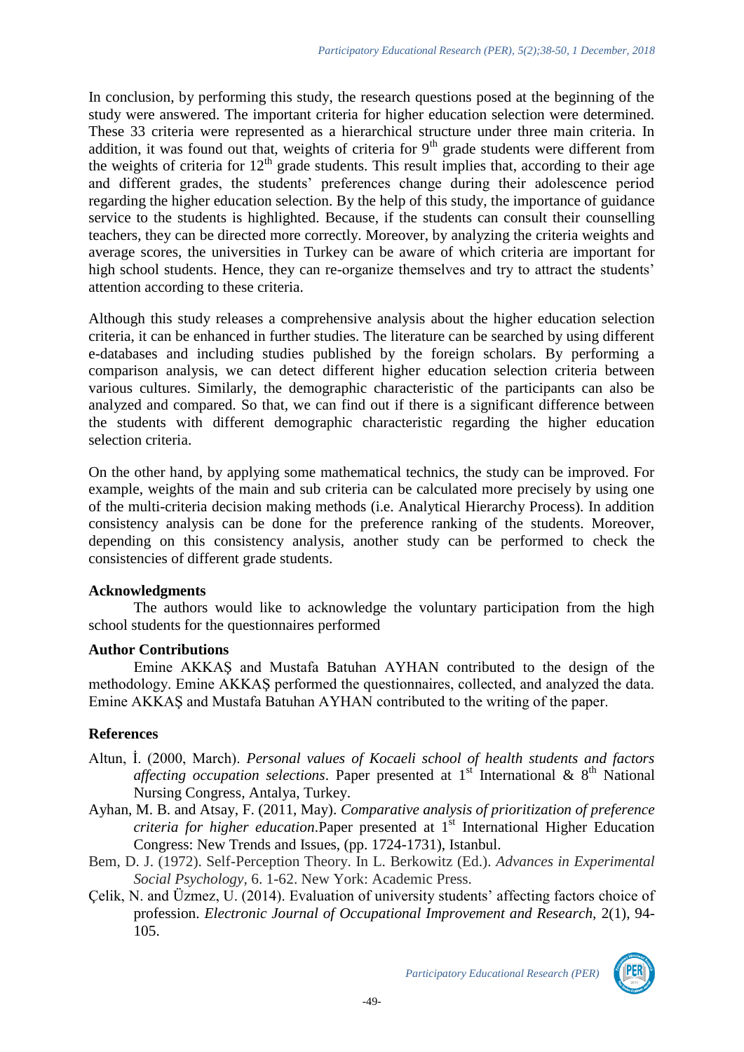In conclusion, by performing this study, the research questions posed at the beginning of the study were answered. The important criteria for higher education selection were determined. These 33 criteria were represented as a hierarchical structure under three main criteria. In addition, it was found out that, weights of criteria for 9th grade students were different from the weights of criteria for 12th grade students. This result implies that, according to their age and different grades, the students' preferences change during their adolescence period regarding the higher education selection. By the help of this study, the importance of guidance service to the students is highlighted. Because, if the students can consult their counselling teachers, they can be directed more correctly. Moreover, by analyzing the criteria weights and average scores, the universities in Turkey can be aware of which criteria are important for high school students. Hence, they can re-organize themselves and try to attract the students' attention according to these criteria.

Although this study releases a comprehensive analysis about the higher education selection criteria, it can be enhanced in further studies. The literature can be searched by using different e-databases and including studies published by the foreign scholars. By performing a comparison analysis, we can detect different higher education selection criteria between various cultures. Similarly, the demographic characteristic of the participants can also be analyzed and compared. So that, we can find out if there is a significant difference between the students with different demographic characteristic regarding the higher education selection criteria.

On the other hand, by applying some mathematical technics, the study can be improved. For example, weights of the main and sub criteria can be calculated more precisely by using one of the multi-criteria decision making methods (i.e. Analytical Hierarchy Process). In addition consistency analysis can be done for the preference ranking of the students. Moreover, depending on this consistency analysis, another study can be performed to check the consistencies of different grade students.

**Acknowledgments**

The authors would like to acknowledge the voluntary participation from the high school students for the questionnaires performed

**Author Contributions**

Emine AKKAŞ and Mustafa Batuhan AYHAN contributed to the design of the methodology. Emine AKKAŞ performed the questionnaires, collected, and analyzed the data. Emine AKKAŞ and Mustafa Batuhan AYHAN contributed to the writing of the paper.

**References**

Altun, İ. (2000, March). *Personal values of Kocaeli school of health students and factors affecting occupation selections*. Paper presented at 1st International & 8th National Nursing Congress, Antalya, Turkey.

Ayhan, M. B. and Atsay, F. (2011, May). *Comparative analysis of prioritization of preference criteria for higher education*.Paper presented at 1st International Higher Education Congress: New Trends and Issues, (pp. 1724-1731), Istanbul.

Bem, D. J. (1972). Self-Perception Theory. In L. Berkowitz (Ed.). *Advances in Experimental Social Psychology*, 6. 1-62. New York: Academic Press.

Çelik, N. and Üzmez, U. (2014). Evaluation of university students' affecting factors choice of profession. *Electronic Journal of Occupational Improvement and Research*, 2(1), 94-105.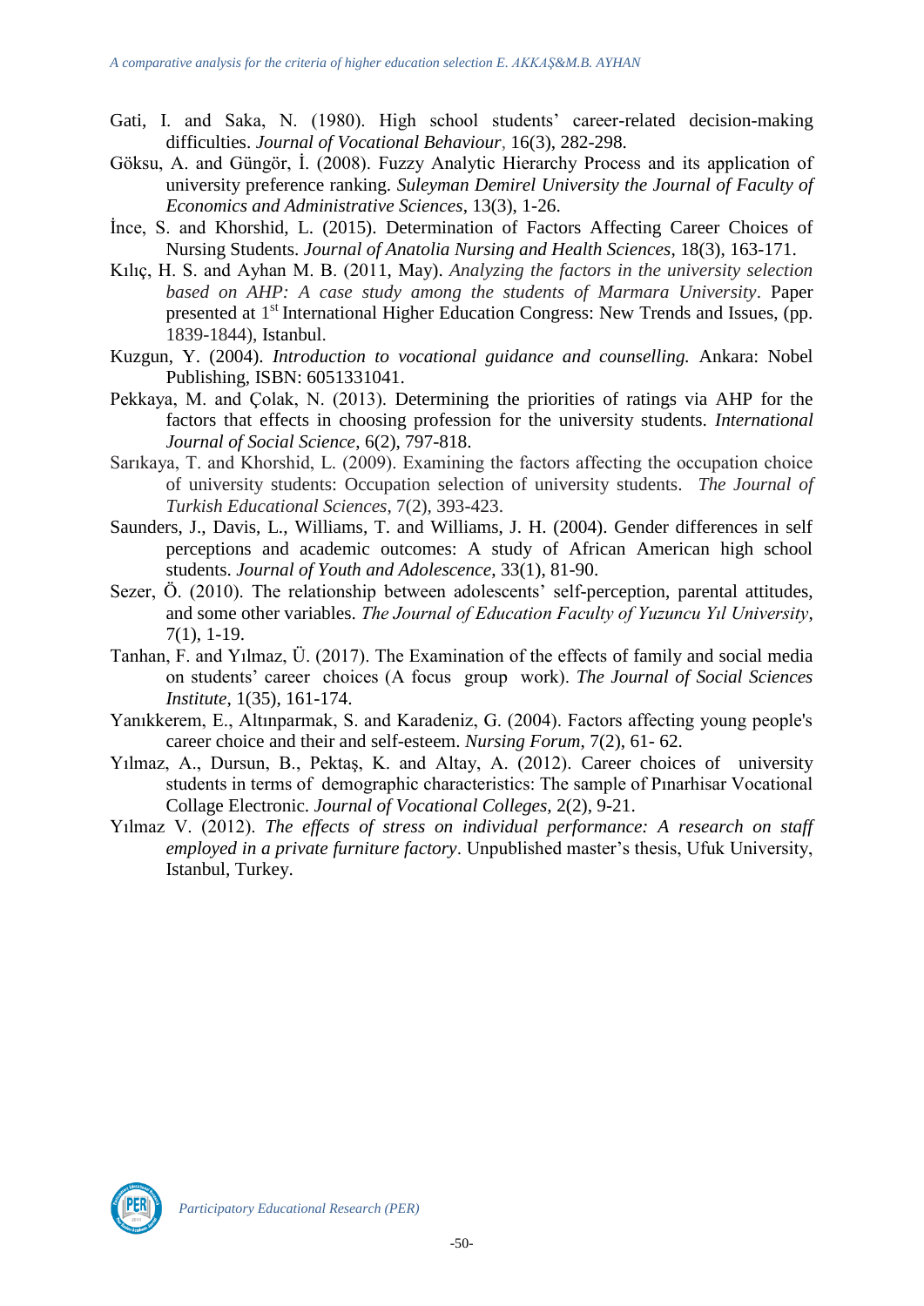Gati, I. and Saka, N. (1980). High school students' career-related decision-making difficulties. *Journal of Vocational Behaviour*, 16(3), 282-298.

Göksu, A. and Güngör, İ. (2008). Fuzzy Analytic Hierarchy Process and its application of university preference ranking. *Suleyman Demirel University the Journal of Faculty of Economics and Administrative Sciences*, 13(3), 1-26.

İnce, S. and Khorshid, L. (2015). Determination of Factors Affecting Career Choices of Nursing Students. *Journal of Anatolia Nursing and Health Sciences*, 18(3), 163-171.

Kılıç, H. S. and Ayhan M. B. (2011, May). *Analyzing the factors in the university selection based on AHP: A case study among the students of Marmara University*. Paper presented at 1st International Higher Education Congress: New Trends and Issues, (pp. 1839-1844), Istanbul.

Kuzgun, Y. (2004). *Introduction to vocational guidance and counselling.* Ankara: Nobel Publishing, ISBN: 6051331041.

Pekkaya, M. and Çolak, N. (2013). Determining the priorities of ratings via AHP for the factors that effects in choosing profession for the university students. *International Journal of Social Science*, 6(2), 797-818.

Sarıkaya, T. and Khorshid, L. (2009). Examining the factors affecting the occupation choice of university students: Occupation selection of university students. *The Journal of Turkish Educational Sciences*, 7(2), 393-423.

Saunders, J., Davis, L., Williams, T. and Williams, J. H. (2004). Gender differences in self perceptions and academic outcomes: A study of African American high school students. *Journal of Youth and Adolescence*, 33(1), 81-90.

Sezer, Ö. (2010). The relationship between adolescents' self-perception, parental attitudes, and some other variables. *The Journal of Education Faculty of Yuzuncu Yıl University*, 7(1), 1-19.

Tanhan, F. and Yılmaz, Ü. (2017). The Examination of the effects of family and social media on students' career choices (A focus group work). *The Journal of Social Sciences Institute*, 1(35), 161-174.

Yanıkkerem, E., Altınparmak, S. and Karadeniz, G. (2004). Factors affecting young people's career choice and their and self-esteem. *Nursing Forum*, 7(2), 61- 62.

Yılmaz, A., Dursun, B., Pektaş, K. and Altay, A. (2012). Career choices of university students in terms of demographic characteristics: The sample of Pınarhisar Vocational Collage Electronic. *Journal of Vocational Colleges,* 2(2), 9-21.

Yılmaz V. (2012). *The effects of stress on individual performance: A research on staff employed in a private furniture factory*. Unpublished master's thesis, Ufuk University, Istanbul, Turkey.